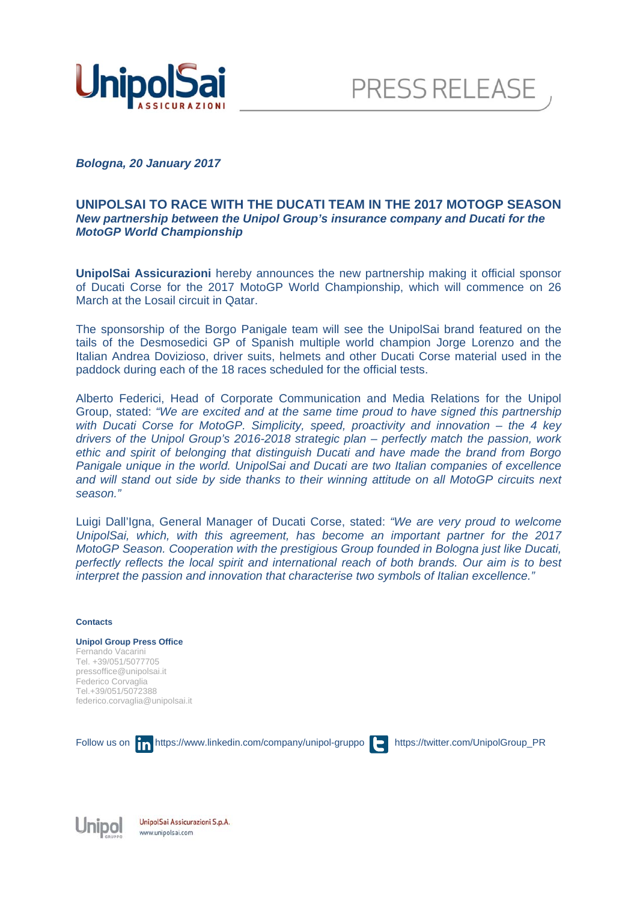PRESS RELEASE

***Bologna, 20 January 2017***

## UNIPOLSAI TO RACE WITH THE DUCATI TEAM IN THE 2017 MOTOGP SEASON

***New partnership between the Unipol Group's insurance company and Ducati for the MotoGP World Championship***

**UnipolSai Assicurazioni** hereby announces the new partnership making it official sponsor of Ducati Corse for the 2017 MotoGP World Championship, which will commence on 26 March at the Losail circuit in Qatar.

The sponsorship of the Borgo Panigale team will see the UnipolSai brand featured on the tails of the Desmosedici GP of Spanish multiple world champion Jorge Lorenzo and the Italian Andrea Dovizioso, driver suits, helmets and other Ducati Corse material used in the paddock during each of the 18 races scheduled for the official tests.

Alberto Federici, Head of Corporate Communication and Media Relations for the Unipol Group, stated: *"We are excited and at the same time proud to have signed this partnership with Ducati Corse for MotoGP. Simplicity, speed, proactivity and innovation – the 4 key drivers of the Unipol Group's 2016-2018 strategic plan – perfectly match the passion, work ethic and spirit of belonging that distinguish Ducati and have made the brand from Borgo Panigale unique in the world. UnipolSai and Ducati are two Italian companies of excellence and will stand out side by side thanks to their winning attitude on all MotoGP circuits next season."*

Luigi Dall'Igna, General Manager of Ducati Corse, stated: *"We are very proud to welcome UnipolSai, which, with this agreement, has become an important partner for the 2017 MotoGP Season. Cooperation with the prestigious Group founded in Bologna just like Ducati, perfectly reflects the local spirit and international reach of both brands. Our aim is to best interpret the passion and innovation that characterise two symbols of Italian excellence."*

**Contacts**

**Unipol Group Press Office**
Fernando Vacarini
Tel. +39/051/5077705
pressoffice@unipolsai.it
Federico Corvaglia
Tel.+39/051/5072388
federico.corvaglia@unipolsai.it

Follow us on https://www.linkedin.com/company/unipol-gruppo https://twitter.com/UnipolGroup_PR

UnipolSai Assicurazioni S.p.A.
www.unipolsai.com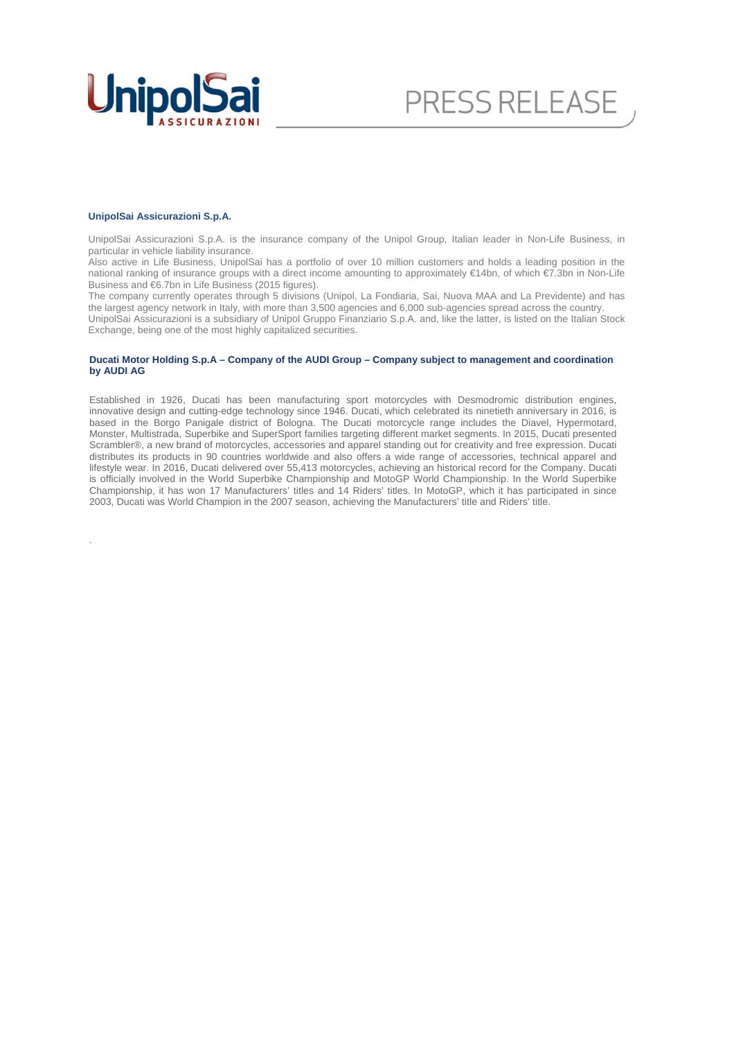**UnipolSai Assicurazioni S.p.A.**

UnipolSai Assicurazioni S.p.A. is the insurance company of the Unipol Group, Italian leader in Non-Life Business, in particular in vehicle liability insurance.
Also active in Life Business, UnipolSai has a portfolio of over 10 million customers and holds a leading position in the national ranking of insurance groups with a direct income amounting to approximately €14bn, of which €7.3bn in Non-Life Business and €6.7bn in Life Business (2015 figures).
The company currently operates through 5 divisions (Unipol, La Fondiaria, Sai, Nuova MAA and La Previdente) and has the largest agency network in Italy, with more than 3,500 agencies and 6,000 sub-agencies spread across the country.
UnipolSai Assicurazioni is a subsidiary of Unipol Gruppo Finanziario S.p.A. and, like the latter, is listed on the Italian Stock Exchange, being one of the most highly capitalized securities.

**Ducati Motor Holding S.p.A – Company of the AUDI Group – Company subject to management and coordination by AUDI AG**

Established in 1926, Ducati has been manufacturing sport motorcycles with Desmodromic distribution engines, innovative design and cutting-edge technology since 1946. Ducati, which celebrated its ninetieth anniversary in 2016, is based in the Borgo Panigale district of Bologna. The Ducati motorcycle range includes the Diavel, Hypermotard, Monster, Multistrada, Superbike and SuperSport families targeting different market segments. In 2015, Ducati presented Scrambler®, a new brand of motorcycles, accessories and apparel standing out for creativity and free expression. Ducati distributes its products in 90 countries worldwide and also offers a wide range of accessories, technical apparel and lifestyle wear. In 2016, Ducati delivered over 55,413 motorcycles, achieving an historical record for the Company. Ducati is officially involved in the World Superbike Championship and MotoGP World Championship. In the World Superbike Championship, it has won 17 Manufacturers' titles and 14 Riders' titles. In MotoGP, which it has participated in since 2003, Ducati was World Champion in the 2007 season, achieving the Manufacturers' title and Riders' title.